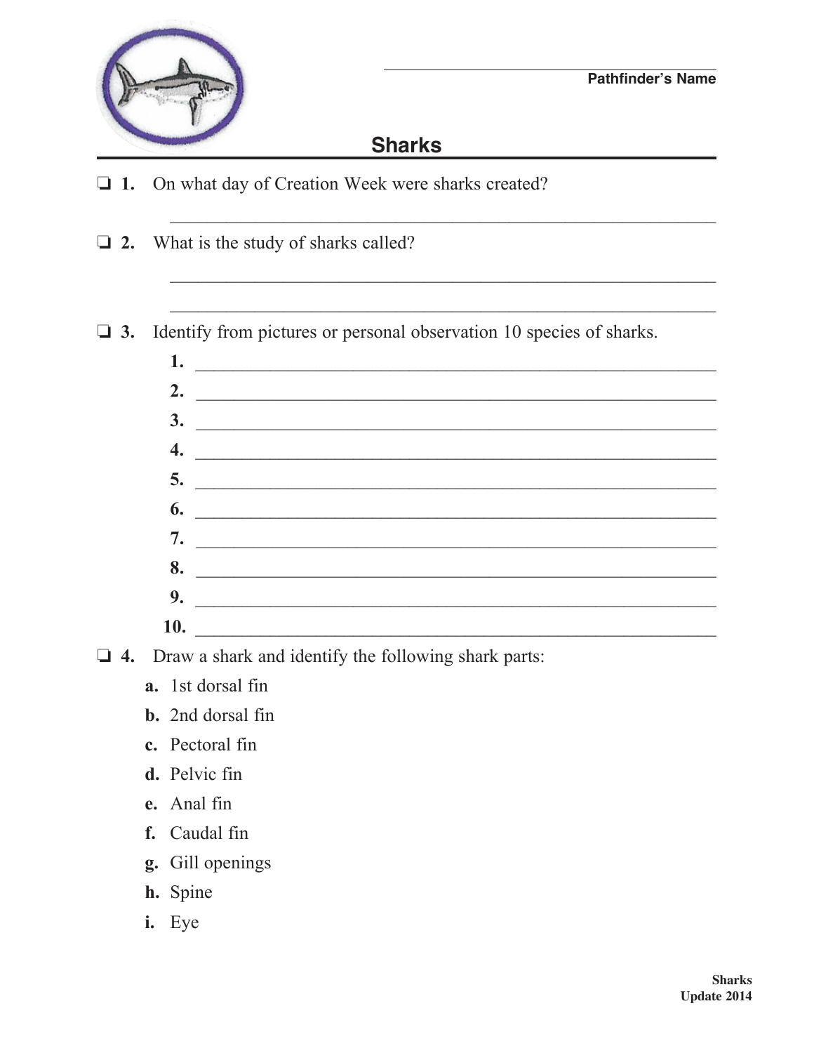Pathfinder's Name

# Sharks

❑ **1.** On what day of Creation Week were sharks created?

___________________________________________

❑ **2.** What is the study of sharks called?

___________________________________________

___________________________________________

❑ **3.** Identify from pictures or personal observation 10 species of sharks.

1. ___________________________________________
2. ___________________________________________
3. ___________________________________________
4. ___________________________________________
5. ___________________________________________
6. ___________________________________________
7. ___________________________________________
8. ___________________________________________
9. ___________________________________________
10. ___________________________________________

❑ **4.** Draw a shark and identify the following shark parts:

- **a.** 1st dorsal fin
- **b.** 2nd dorsal fin
- **c.** Pectoral fin
- **d.** Pelvic fin
- **e.** Anal fin
- **f.** Caudal fin
- **g.** Gill openings
- **h.** Spine
- **i.** Eye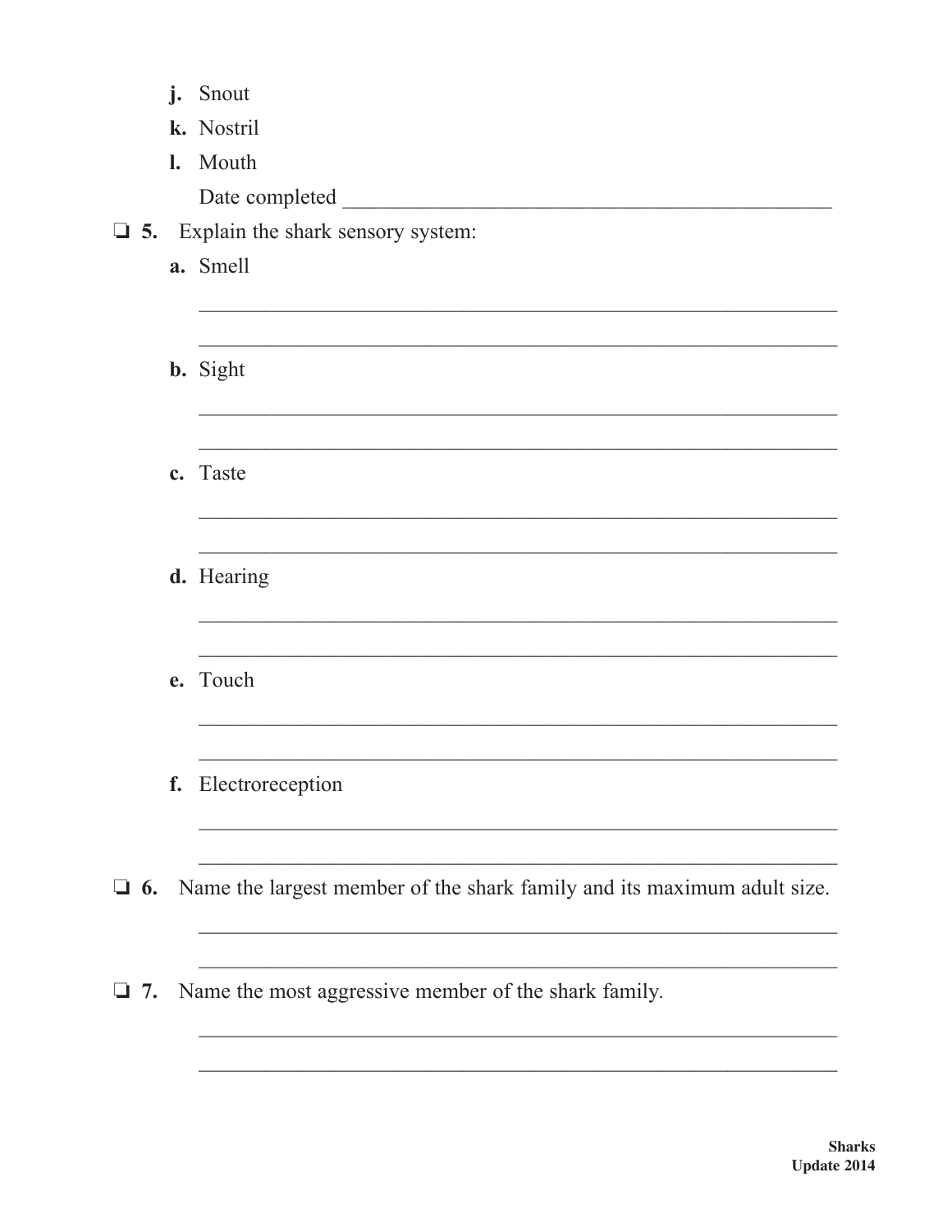j. Snout

k. Nostril

l. Mouth

Date completed ______________________________________________

❑ 5. Explain the shark sensory system:

a. Smell

___________________________________________________________

___________________________________________________________

b. Sight

___________________________________________________________

___________________________________________________________

c. Taste

___________________________________________________________

___________________________________________________________

d. Hearing

___________________________________________________________

___________________________________________________________

e. Touch

___________________________________________________________

___________________________________________________________

f. Electroreception

___________________________________________________________

___________________________________________________________

❑ 6. Name the largest member of the shark family and its maximum adult size.

___________________________________________________________

___________________________________________________________

❑ 7. Name the most aggressive member of the shark family.

___________________________________________________________

___________________________________________________________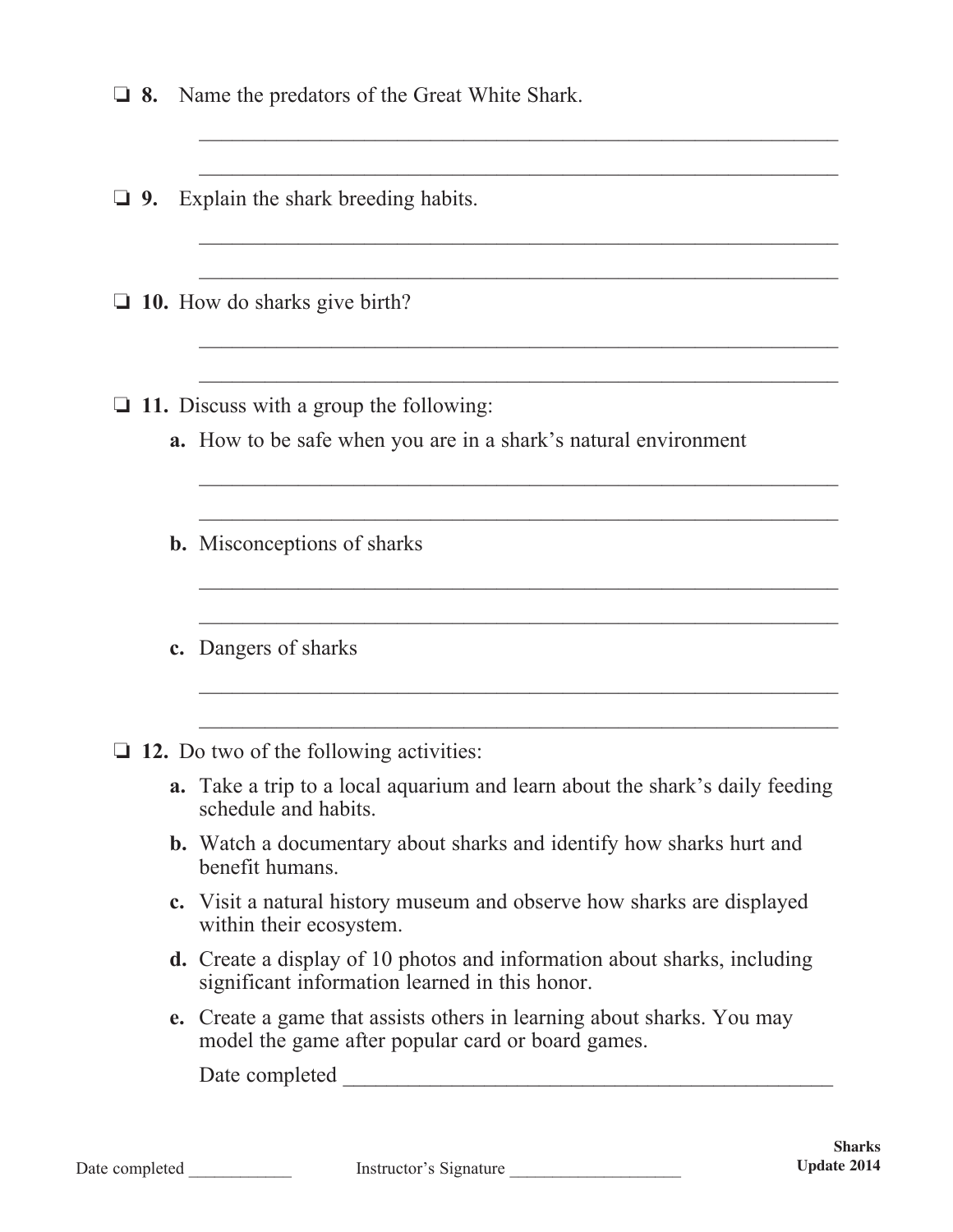❏ **8.** Name the predators of the Great White Shark.

\_\_\_\_\_\_\_\_\_\_\_\_\_\_\_\_\_\_\_\_\_\_\_\_\_\_\_\_\_\_\_\_\_\_\_\_\_\_\_\_\_\_\_\_\_\_\_\_\_\_\_\_\_\_\_\_\_\_\_\_

\_\_\_\_\_\_\_\_\_\_\_\_\_\_\_\_\_\_\_\_\_\_\_\_\_\_\_\_\_\_\_\_\_\_\_\_\_\_\_\_\_\_\_\_\_\_\_\_\_\_\_\_\_\_\_\_\_\_\_\_

❏ **9.** Explain the shark breeding habits.

\_\_\_\_\_\_\_\_\_\_\_\_\_\_\_\_\_\_\_\_\_\_\_\_\_\_\_\_\_\_\_\_\_\_\_\_\_\_\_\_\_\_\_\_\_\_\_\_\_\_\_\_\_\_\_\_\_\_\_\_

\_\_\_\_\_\_\_\_\_\_\_\_\_\_\_\_\_\_\_\_\_\_\_\_\_\_\_\_\_\_\_\_\_\_\_\_\_\_\_\_\_\_\_\_\_\_\_\_\_\_\_\_\_\_\_\_\_\_\_\_

❏ **10.** How do sharks give birth?

\_\_\_\_\_\_\_\_\_\_\_\_\_\_\_\_\_\_\_\_\_\_\_\_\_\_\_\_\_\_\_\_\_\_\_\_\_\_\_\_\_\_\_\_\_\_\_\_\_\_\_\_\_\_\_\_\_\_\_\_

\_\_\_\_\_\_\_\_\_\_\_\_\_\_\_\_\_\_\_\_\_\_\_\_\_\_\_\_\_\_\_\_\_\_\_\_\_\_\_\_\_\_\_\_\_\_\_\_\_\_\_\_\_\_\_\_\_\_\_\_

❏ **11.** Discuss with a group the following:

**a.** How to be safe when you are in a shark's natural environment

\_\_\_\_\_\_\_\_\_\_\_\_\_\_\_\_\_\_\_\_\_\_\_\_\_\_\_\_\_\_\_\_\_\_\_\_\_\_\_\_\_\_\_\_\_\_\_\_\_\_\_\_\_\_\_\_\_\_\_\_

\_\_\_\_\_\_\_\_\_\_\_\_\_\_\_\_\_\_\_\_\_\_\_\_\_\_\_\_\_\_\_\_\_\_\_\_\_\_\_\_\_\_\_\_\_\_\_\_\_\_\_\_\_\_\_\_\_\_\_\_

**b.** Misconceptions of sharks

\_\_\_\_\_\_\_\_\_\_\_\_\_\_\_\_\_\_\_\_\_\_\_\_\_\_\_\_\_\_\_\_\_\_\_\_\_\_\_\_\_\_\_\_\_\_\_\_\_\_\_\_\_\_\_\_\_\_\_\_

\_\_\_\_\_\_\_\_\_\_\_\_\_\_\_\_\_\_\_\_\_\_\_\_\_\_\_\_\_\_\_\_\_\_\_\_\_\_\_\_\_\_\_\_\_\_\_\_\_\_\_\_\_\_\_\_\_\_\_\_

**c.** Dangers of sharks

\_\_\_\_\_\_\_\_\_\_\_\_\_\_\_\_\_\_\_\_\_\_\_\_\_\_\_\_\_\_\_\_\_\_\_\_\_\_\_\_\_\_\_\_\_\_\_\_\_\_\_\_\_\_\_\_\_\_\_\_

\_\_\_\_\_\_\_\_\_\_\_\_\_\_\_\_\_\_\_\_\_\_\_\_\_\_\_\_\_\_\_\_\_\_\_\_\_\_\_\_\_\_\_\_\_\_\_\_\_\_\_\_\_\_\_\_\_\_\_\_

❏ **12.** Do two of the following activities:

**a.** Take a trip to a local aquarium and learn about the shark's daily feeding schedule and habits.

**b.** Watch a documentary about sharks and identify how sharks hurt and benefit humans.

**c.** Visit a natural history museum and observe how sharks are displayed within their ecosystem.

**d.** Create a display of 10 photos and information about sharks, including significant information learned in this honor.

**e.** Create a game that assists others in learning about sharks. You may model the game after popular card or board games.

Date completed \_\_\_\_\_\_\_\_\_\_\_\_\_\_\_\_\_\_\_\_\_\_\_\_\_\_\_\_\_\_\_\_\_\_\_\_\_\_\_\_\_\_\_\_\_\_

Date completed \_\_\_\_\_\_\_\_\_\_\_\_ Instructor's Signature \_\_\_\_\_\_\_\_\_\_\_\_\_\_\_\_\_\_\_\_

**Sharks**
**Update 2014**